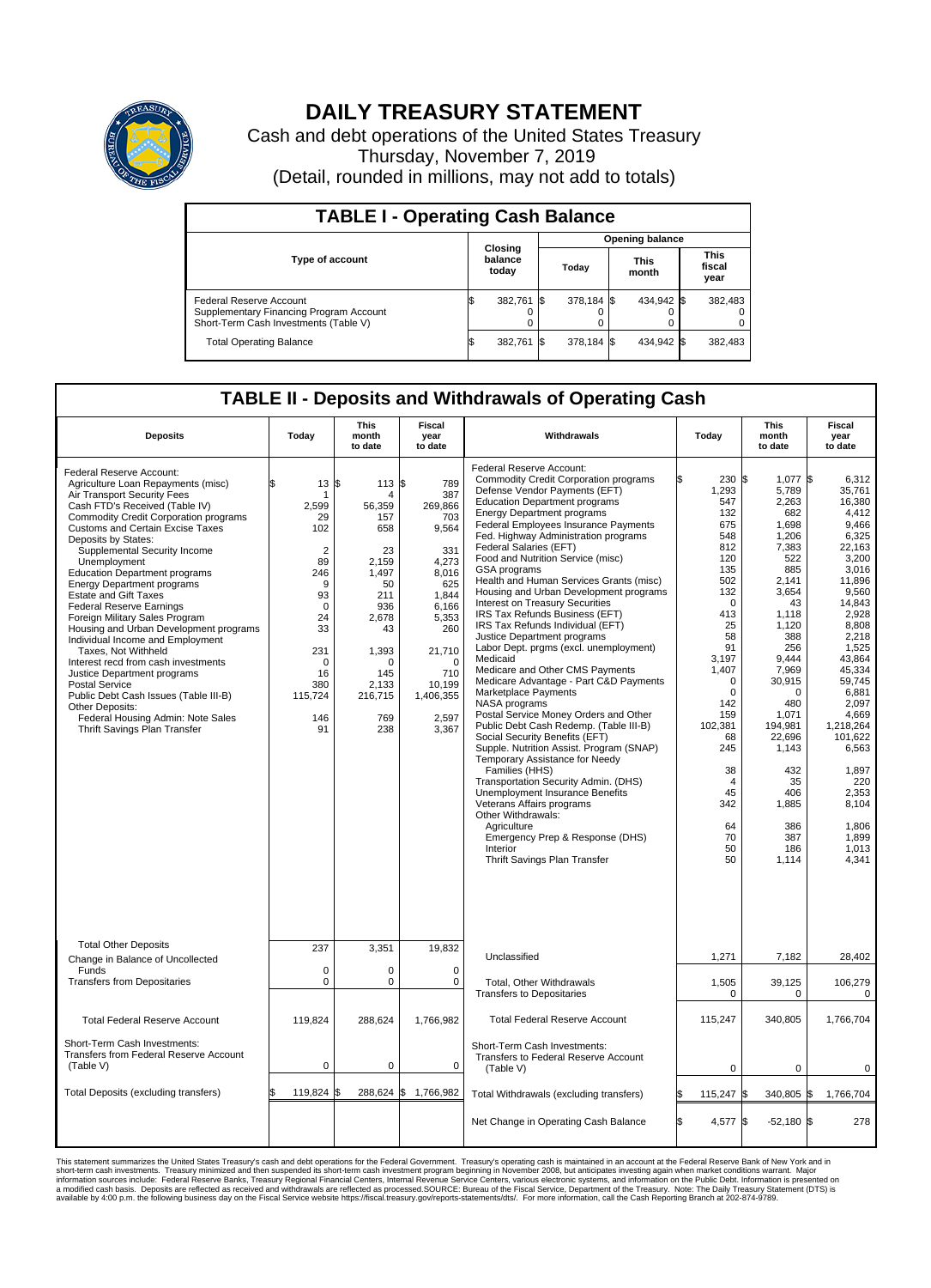# DAILY TREASURY STATEMENT

Cash and debt operations of the United States Treasury
Thursday, November 7, 2019
(Detail, rounded in millions, may not add to totals)

## TABLE I - Operating Cash Balance

| Type of account | Closing balance today | Opening balance Today | Opening balance This month | Opening balance This fiscal year |
|---|---|---|---|---|
| Federal Reserve Account | $ 382,761 | $ 378,184 | $ 434,942 | $ 382,483 |
| Supplementary Financing Program Account | 0 | 0 | 0 | 0 |
| Short-Term Cash Investments (Table V) | 0 | 0 | 0 | 0 |
| Total Operating Balance | $ 382,761 | $ 378,184 | $ 434,942 | $ 382,483 |

## TABLE II - Deposits and Withdrawals of Operating Cash

| Deposits | Today | This month to date | Fiscal year to date |
|---|---|---|---|
| Federal Reserve Account: | | | |
| Agriculture Loan Repayments (misc) | $ 13 | $ 113 | $ 789 |
| Air Transport Security Fees | 1 | 4 | 387 |
| Cash FTD's Received (Table IV) | 2,599 | 56,359 | 269,866 |
| Commodity Credit Corporation programs | 29 | 157 | 703 |
| Customs and Certain Excise Taxes | 102 | 658 | 9,564 |
| Deposits by States: | | | |
| Supplemental Security Income | 2 | 23 | 331 |
| Unemployment | 89 | 2,159 | 4,273 |
| Education Department programs | 246 | 1,497 | 8,016 |
| Energy Department programs | 9 | 50 | 625 |
| Estate and Gift Taxes | 93 | 211 | 1,844 |
| Federal Reserve Earnings | 0 | 936 | 6,166 |
| Foreign Military Sales Program | 24 | 2,678 | 5,353 |
| Housing and Urban Development programs | 33 | 43 | 260 |
| Individual Income and Employment Taxes, Not Withheld | 231 | 1,393 | 21,710 |
| Interest recd from cash investments | 0 | 0 | 0 |
| Justice Department programs | 16 | 145 | 710 |
| Postal Service | 380 | 2,133 | 10,199 |
| Public Debt Cash Issues (Table III-B) | 115,724 | 216,715 | 1,406,355 |
| Other Deposits: | | | |
| Federal Housing Admin: Note Sales | 146 | 769 | 2,597 |
| Thrift Savings Plan Transfer | 91 | 238 | 3,367 |
| Total Other Deposits | 237 | 3,351 | 19,832 |
| Change in Balance of Uncollected Funds | 0 | 0 | 0 |
| Transfers from Depositaries | 0 | 0 | 0 |
| Total Federal Reserve Account | 119,824 | 288,624 | 1,766,982 |
| Short-Term Cash Investments: Transfers from Federal Reserve Account (Table V) | 0 | 0 | 0 |
| Total Deposits (excluding transfers) | $ 119,824 | $ 288,624 | $ 1,766,982 |

| Withdrawals | Today | This month to date | Fiscal year to date |
|---|---|---|---|
| Federal Reserve Account: | | | |
| Commodity Credit Corporation programs | $ 230 | $ 1,077 | $ 6,312 |
| Defense Vendor Payments (EFT) | 1,293 | 5,789 | 35,761 |
| Education Department programs | 547 | 2,263 | 16,380 |
| Energy Department programs | 132 | 682 | 4,412 |
| Federal Employees Insurance Payments | 675 | 1,698 | 9,466 |
| Fed. Highway Administration programs | 548 | 1,206 | 6,325 |
| Federal Salaries (EFT) | 812 | 7,383 | 22,163 |
| Food and Nutrition Service (misc) | 120 | 522 | 3,200 |
| GSA programs | 135 | 885 | 3,016 |
| Health and Human Services Grants (misc) | 502 | 2,141 | 11,896 |
| Housing and Urban Development programs | 132 | 3,654 | 9,560 |
| Interest on Treasury Securities | 0 | 43 | 14,843 |
| IRS Tax Refunds Business (EFT) | 413 | 1,118 | 2,928 |
| IRS Tax Refunds Individual (EFT) | 25 | 1,120 | 8,808 |
| Justice Department programs | 58 | 388 | 2,218 |
| Labor Dept. prgms (excl. unemployment) | 91 | 256 | 1,525 |
| Medicaid | 3,197 | 9,444 | 43,864 |
| Medicare and Other CMS Payments | 1,407 | 7,969 | 45,334 |
| Medicare Advantage - Part C&D Payments | 0 | 30,915 | 59,745 |
| Marketplace Payments | 0 | 0 | 6,881 |
| NASA programs | 142 | 480 | 2,097 |
| Postal Service Money Orders and Other | 159 | 1,071 | 4,669 |
| Public Debt Cash Redemp. (Table III-B) | 102,381 | 194,981 | 1,218,264 |
| Social Security Benefits (EFT) | 68 | 22,696 | 101,622 |
| Supple. Nutrition Assist. Program (SNAP) | 245 | 1,143 | 6,563 |
| Temporary Assistance for Needy Families (HHS) | 38 | 432 | 1,897 |
| Transportation Security Admin. (DHS) | 4 | 35 | 220 |
| Unemployment Insurance Benefits | 45 | 406 | 2,353 |
| Veterans Affairs programs | 342 | 1,885 | 8,104 |
| Other Withdrawals: | | | |
| Agriculture | 64 | 386 | 1,806 |
| Emergency Prep & Response (DHS) | 70 | 387 | 1,899 |
| Interior | 50 | 186 | 1,013 |
| Thrift Savings Plan Transfer | 50 | 1,114 | 4,341 |
| Unclassified | 1,271 | 7,182 | 28,402 |
| Total, Other Withdrawals | 1,505 | 39,125 | 106,279 |
| Transfers to Depositaries | 0 | 0 | 0 |
| Total Federal Reserve Account | 115,247 | 340,805 | 1,766,704 |
| Short-Term Cash Investments: Transfers to Federal Reserve Account (Table V) | 0 | 0 | 0 |
| Total Withdrawals (excluding transfers) | $ 115,247 | $ 340,805 | $ 1,766,704 |
| Net Change in Operating Cash Balance | $ 4,577 | $ -52,180 | $ 278 |

This statement summarizes the United States Treasury's cash and debt operations for the Federal Government. Treasury's operating cash is maintained in an account at the Federal Reserve Bank of New York and in short-term cash investments. Treasury minimized and then suspended its short-term cash investment program beginning in November 2008, but anticipates investing again when market conditions warrant. Major information sources include: Federal Reserve Banks, Treasury Regional Financial Centers, Internal Revenue Service Centers, various electronic systems, and information on the Public Debt. Information is presented on a modified cash basis. Deposits are reflected as received and withdrawals are reflected as processed.SOURCE: Bureau of the Fiscal Service, Department of the Treasury. Note: The Daily Treasury Statement (DTS) is available by 4:00 p.m. the following business day on the Fiscal Service website https://fiscal.treasury.gov/reports-statements/dts/. For more information, call the Cash Reporting Branch at 202-874-9789.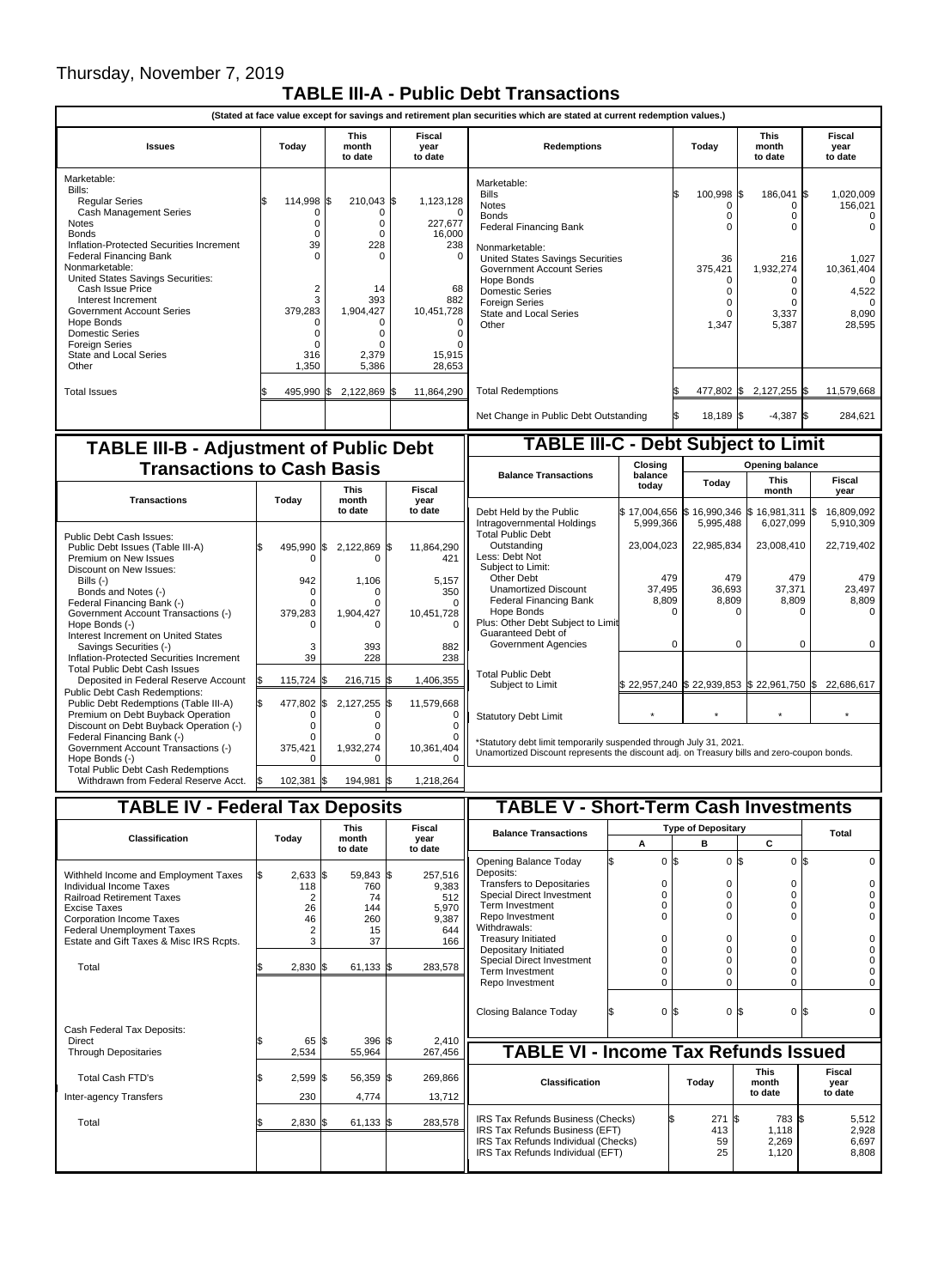Thursday, November 7, 2019

# TABLE III-A - Public Debt Transactions

(Stated at face value except for savings and retirement plan securities which are stated at current redemption values.)

| Issues | Today | This month to date | Fiscal year to date |
|---|---|---|---|
| Marketable: | | | |
| Bills: | | | |
| Regular Series | $ 114,998 | $ 210,043 | $ 1,123,128 |
| Cash Management Series | 0 | 0 | 0 |
| Notes | 0 | 0 | 227,677 |
| Bonds | 0 | 0 | 16,000 |
| Inflation-Protected Securities Increment | 39 | 228 | 238 |
| Federal Financing Bank | 0 | 0 | 0 |
| Nonmarketable: | | | |
| United States Savings Securities: | | | |
| Cash Issue Price | 2 | 14 | 68 |
| Interest Increment | 3 | 393 | 882 |
| Government Account Series | 379,283 | 1,904,427 | 10,451,728 |
| Hope Bonds | 0 | 0 | 0 |
| Domestic Series | 0 | 0 | 0 |
| Foreign Series | 0 | 0 | 0 |
| State and Local Series | 316 | 2,379 | 15,915 |
| Other | 1,350 | 5,386 | 28,653 |
| Total Issues | $ 495,990 | $ 2,122,869 | $ 11,864,290 |

| Redemptions | Today | This month to date | Fiscal year to date |
|---|---|---|---|
| Marketable: | | | |
| Bills | $ 100,998 | $ 186,041 | $ 1,020,009 |
| Notes | 0 | 0 | 156,021 |
| Bonds | 0 | 0 | 0 |
| Federal Financing Bank | 0 | 0 | 0 |
| Nonmarketable: | | | |
| United States Savings Securities | 36 | 216 | 1,027 |
| Government Account Series | 375,421 | 1,932,274 | 10,361,404 |
| Hope Bonds | 0 | 0 | 0 |
| Domestic Series | 0 | 0 | 4,522 |
| Foreign Series | 0 | 0 | 0 |
| State and Local Series | 0 | 3,337 | 8,090 |
| Other | 1,347 | 5,387 | 28,595 |
| Total Redemptions | $ 477,802 | $ 2,127,255 | $ 11,579,668 |
| Net Change in Public Debt Outstanding | $ 18,189 | $ -4,387 | $ 284,621 |

# TABLE III-B - Adjustment of Public Debt Transactions to Cash Basis

| Transactions | Today | This month to date | Fiscal year to date |
|---|---|---|---|
| Public Debt Cash Issues: | | | |
| Public Debt Issues (Table III-A) | $ 495,990 | $ 2,122,869 | $ 11,864,290 |
| Premium on New Issues | 0 | 0 | 421 |
| Discount on New Issues: | | | |
| Bills (-) | 942 | 1,106 | 5,157 |
| Bonds and Notes (-) | 0 | 0 | 350 |
| Federal Financing Bank (-) | 0 | 0 | 0 |
| Government Account Transactions (-) | 379,283 | 1,904,427 | 10,451,728 |
| Hope Bonds (-) | 0 | 0 | 0 |
| Interest Increment on United States Savings Securities (-) | 3 | 393 | 882 |
| Inflation-Protected Securities Increment | 39 | 228 | 238 |
| Total Public Debt Cash Issues Deposited in Federal Reserve Account | $ 115,724 | $ 216,715 | $ 1,406,355 |
| Public Debt Cash Redemptions: | | | |
| Public Debt Redemptions (Table III-A) | $ 477,802 | $ 2,127,255 | $ 11,579,668 |
| Premium on Debt Buyback Operation | 0 | 0 | 0 |
| Discount on Debt Buyback Operation (-) | 0 | 0 | 0 |
| Federal Financing Bank (-) | 0 | 0 | 0 |
| Government Account Transactions (-) | 375,421 | 1,932,274 | 10,361,404 |
| Hope Bonds (-) | 0 | 0 | 0 |
| Total Public Debt Cash Redemptions Withdrawn from Federal Reserve Acct. | $ 102,381 | $ 194,981 | $ 1,218,264 |

# TABLE III-C - Debt Subject to Limit

| Balance Transactions | Closing balance today | Opening balance Today | Opening balance This month | Opening balance Fiscal year |
|---|---|---|---|---|
| Debt Held by the Public | $ 17,004,656 | $ 16,990,346 | $ 16,981,311 | $ 16,809,092 |
| Intragovernmental Holdings | 5,999,366 | 5,995,488 | 6,027,099 | 5,910,309 |
| Total Public Debt Outstanding | 23,004,023 | 22,985,834 | 23,008,410 | 22,719,402 |
| Less: Debt Not Subject to Limit: | | | | |
| Other Debt | 479 | 479 | 479 | 479 |
| Unamortized Discount | 37,495 | 36,693 | 37,371 | 23,497 |
| Federal Financing Bank | 8,809 | 8,809 | 8,809 | 8,809 |
| Hope Bonds | 0 | 0 | 0 | 0 |
| Plus: Other Debt Subject to Limit | | | | |
| Guaranteed Debt of Government Agencies | 0 | 0 | 0 | 0 |
| Total Public Debt Subject to Limit | $ 22,957,240 | $ 22,939,853 | $ 22,961,750 | $ 22,686,617 |
| Statutory Debt Limit | * | * | * | * |

*Statutory debt limit temporarily suspended through July 31, 2021.
Unamortized Discount represents the discount adj. on Treasury bills and zero-coupon bonds.

# TABLE IV - Federal Tax Deposits

| Classification | Today | This month to date | Fiscal year to date |
|---|---|---|---|
| Withheld Income and Employment Taxes | $ 2,633 | $ 59,843 | $ 257,516 |
| Individual Income Taxes | 118 | 760 | 9,383 |
| Railroad Retirement Taxes | 2 | 74 | 512 |
| Excise Taxes | 26 | 144 | 5,970 |
| Corporation Income Taxes | 46 | 260 | 9,387 |
| Federal Unemployment Taxes | 2 | 15 | 644 |
| Estate and Gift Taxes & Misc IRS Rcpts. | 3 | 37 | 166 |
| Total | $ 2,830 | $ 61,133 | $ 283,578 |
| Cash Federal Tax Deposits: | | | |
| Direct | $ 65 | $ 396 | $ 2,410 |
| Through Depositaries | 2,534 | 55,964 | 267,456 |
| Total Cash FTD's | $ 2,599 | $ 56,359 | $ 269,866 |
| Inter-agency Transfers | 230 | 4,774 | 13,712 |
| Total | $ 2,830 | $ 61,133 | $ 283,578 |

# TABLE V - Short-Term Cash Investments

| Balance Transactions | Type of Depositary A | Type of Depositary B | Type of Depositary C | Total |
|---|---|---|---|---|
| Opening Balance Today | $ 0 | $ 0 | $ 0 | $ 0 |
| Deposits: | | | | |
| Transfers to Depositaries | 0 | 0 | 0 | 0 |
| Special Direct Investment | 0 | 0 | 0 | 0 |
| Term Investment | 0 | 0 | 0 | 0 |
| Repo Investment | 0 | 0 | 0 | 0 |
| Withdrawals: | | | | |
| Treasury Initiated | 0 | 0 | 0 | 0 |
| Depositary Initiated | 0 | 0 | 0 | 0 |
| Special Direct Investment | 0 | 0 | 0 | 0 |
| Term Investment | 0 | 0 | 0 | 0 |
| Repo Investment | 0 | 0 | 0 | 0 |
| Closing Balance Today | $ 0 | $ 0 | $ 0 | $ 0 |

# TABLE VI - Income Tax Refunds Issued

| Classification | Today | This month to date | Fiscal year to date |
|---|---|---|---|
| IRS Tax Refunds Business (Checks) | $ 271 | $ 783 | $ 5,512 |
| IRS Tax Refunds Business (EFT) | 413 | 1,118 | 2,928 |
| IRS Tax Refunds Individual (Checks) | 59 | 2,269 | 6,697 |
| IRS Tax Refunds Individual (EFT) | 25 | 1,120 | 8,808 |